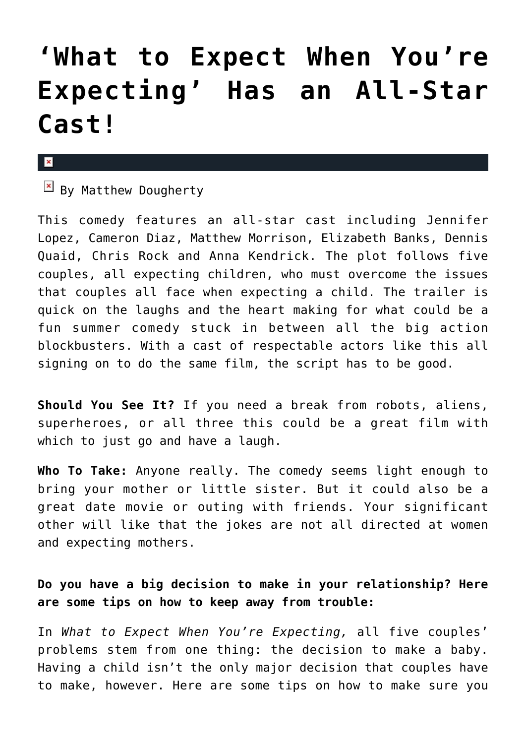# 'What to Expect When You're Expecting' Has an All-Star Cast!

By Matthew Dougherty

This comedy features an all-star cast including Jennifer Lopez, Cameron Diaz, Matthew Morrison, Elizabeth Banks, Dennis Quaid, Chris Rock and Anna Kendrick. The plot follows five couples, all expecting children, who must overcome the issues that couples all face when expecting a child. The trailer is quick on the laughs and the heart making for what could be a fun summer comedy stuck in between all the big action blockbusters. With a cast of respectable actors like this all signing on to do the same film, the script has to be good.

**Should You See It?** If you need a break from robots, aliens, superheroes, or all three this could be a great film with which to just go and have a laugh.

**Who To Take:** Anyone really. The comedy seems light enough to bring your mother or little sister. But it could also be a great date movie or outing with friends. Your significant other will like that the jokes are not all directed at women and expecting mothers.

**Do you have a big decision to make in your relationship? Here are some tips on how to keep away from trouble:**

In *What to Expect When You're Expecting,* all five couples' problems stem from one thing: the decision to make a baby. Having a child isn't the only major decision that couples have to make, however. Here are some tips on how to make sure you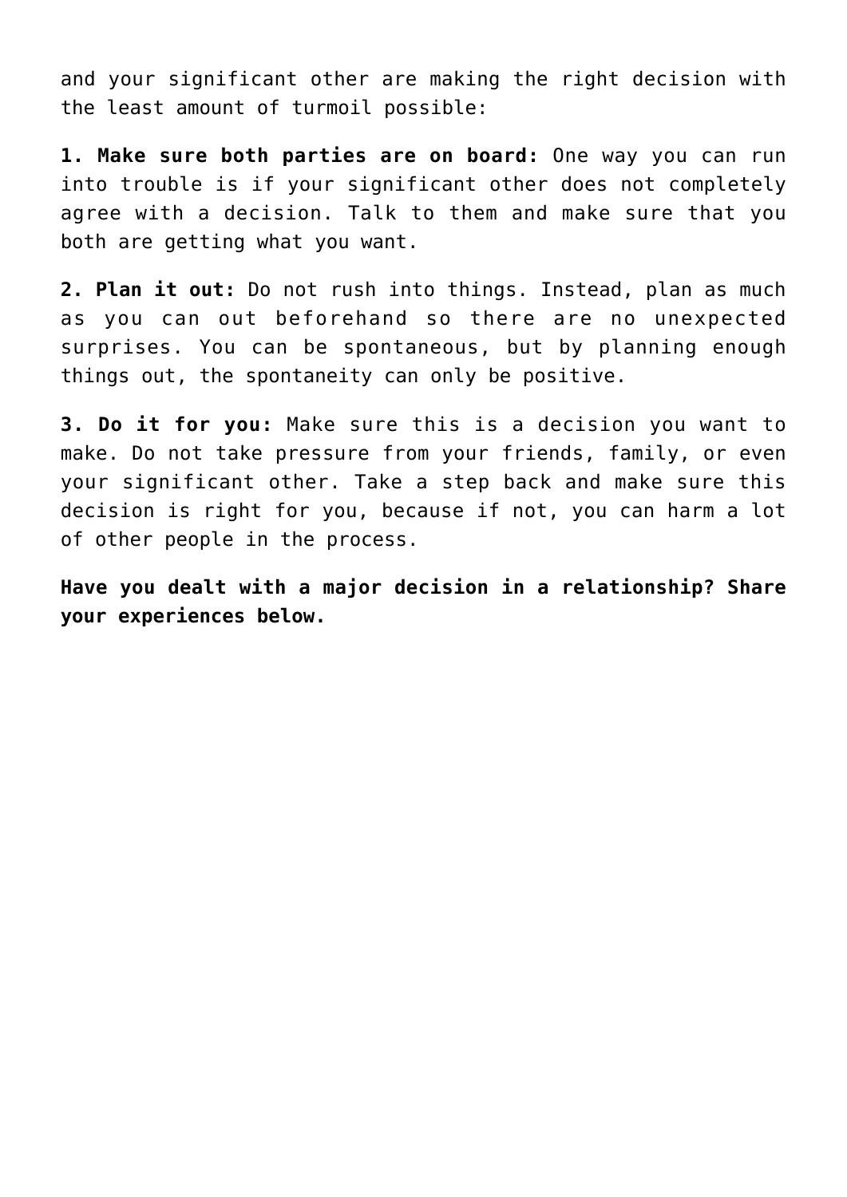and your significant other are making the right decision with the least amount of turmoil possible:

**1. Make sure both parties are on board:** One way you can run into trouble is if your significant other does not completely agree with a decision. Talk to them and make sure that you both are getting what you want.

**2. Plan it out:** Do not rush into things. Instead, plan as much as you can out beforehand so there are no unexpected surprises. You can be spontaneous, but by planning enough things out, the spontaneity can only be positive.

**3. Do it for you:** Make sure this is a decision you want to make. Do not take pressure from your friends, family, or even your significant other. Take a step back and make sure this decision is right for you, because if not, you can harm a lot of other people in the process.

**Have you dealt with a major decision in a relationship? Share your experiences below.**